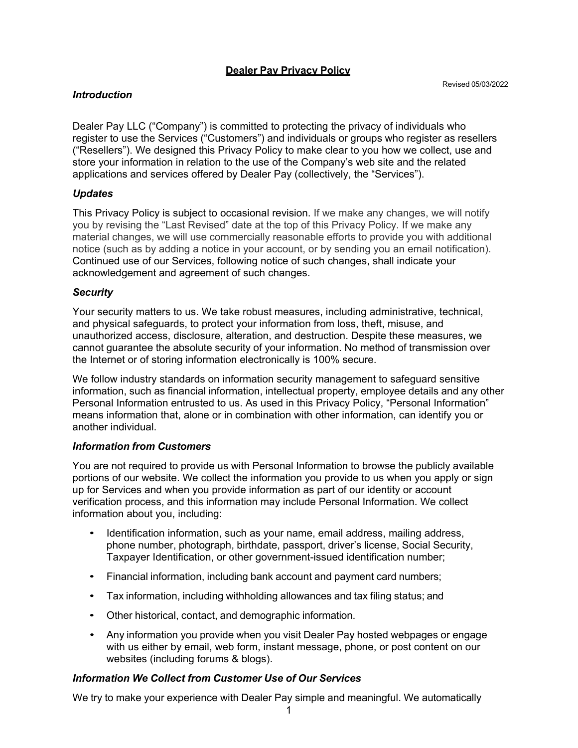# Dealer Pay Privacy Policy

Revised 05/03/2022

### *Introduction*

Dealer Pay LLC ("Company") is committed to protecting the privacy of individuals who register to use the Services ("Customers") and individuals or groups who register as resellers ("Resellers"). We designed this Privacy Policy to make clear to you how we collect, use and store your information in relation to the use of the Company's web site and the related applications and services offered by Dealer Pay (collectively, the "Services").

### *Updates*

This Privacy Policy is subject to occasional revision. If we make any changes, we will notify you by revising the "Last Revised" date at the top of this Privacy Policy. If we make any material changes, we will use commercially reasonable efforts to provide you with additional notice (such as by adding a notice in your account, or by sending you an email notification). Continued use of our Services, following notice of such changes, shall indicate your acknowledgement and agreement of such changes.

### *Security*

Your security matters to us. We take robust measures, including administrative, technical, and physical safeguards, to protect your information from loss, theft, misuse, and unauthorized access, disclosure, alteration, and destruction. Despite these measures, we cannot guarantee the absolute security of your information. No method of transmission over the Internet or of storing information electronically is 100% secure.

We follow industry standards on information security management to safeguard sensitive information, such as financial information, intellectual property, employee details and any other Personal Information entrusted to us. As used in this Privacy Policy, "Personal Information" means information that, alone or in combination with other information, can identify you or another individual.

### *Information from Customers*

You are not required to provide us with Personal Information to browse the publicly available portions of our website. We collect the information you provide to us when you apply or sign up for Services and when you provide information as part of our identity or account verification process, and this information may include Personal Information. We collect information about you, including:

- Identification information, such as your name, email address, mailing address, phone number, photograph, birthdate, passport, driver's license, Social Security, Taxpayer Identification, or other government-issued identification number;
- Financial information, including bank account and payment card numbers;
- Tax information, including withholding allowances and tax filing status; and
- Other historical, contact, and demographic information.
- Any information you provide when you visit Dealer Pay hosted webpages or engage with us either by email, web form, instant message, phone, or post content on our websites (including forums & blogs).

### *Information We Collect from Customer Use of Our Services*

We try to make your experience with Dealer Pay simple and meaningful. We automatically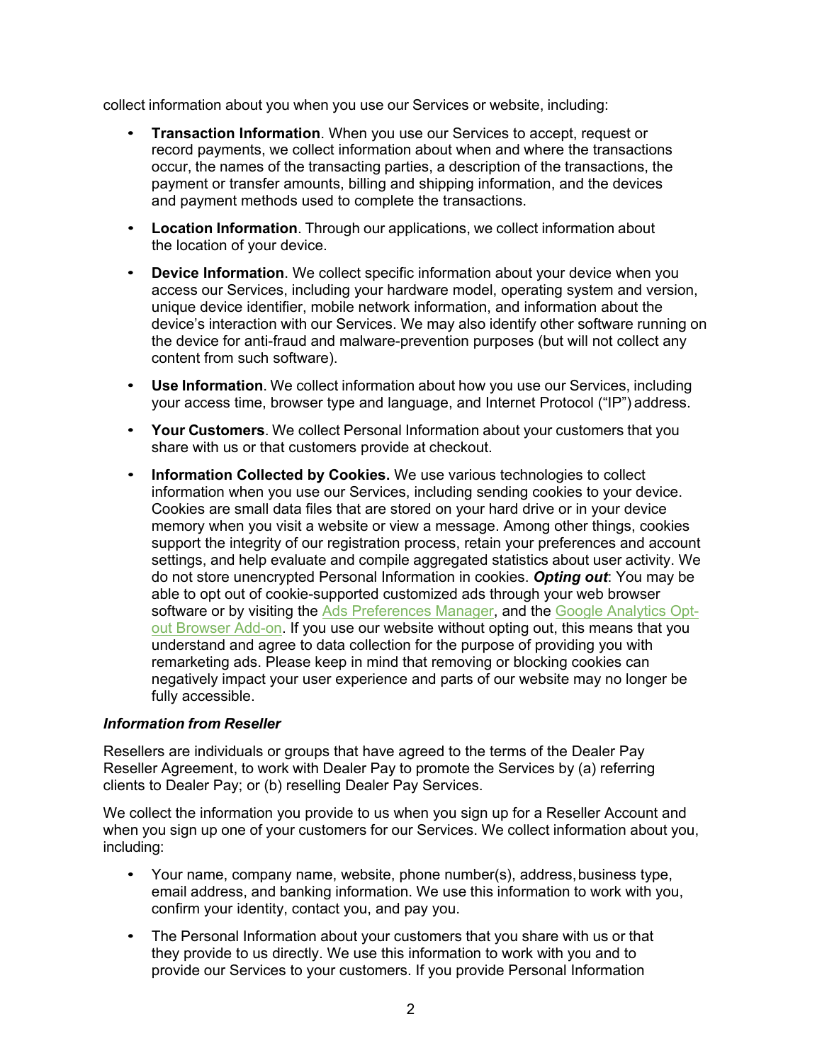collect information about you when you use our Services or website, including:

- **Transaction Information**. When you use our Services to accept, request or record payments, we collect information about when and where the transactions occur, the names of the transacting parties, a description of the transactions, the payment or transfer amounts, billing and shipping information, and the devices and payment methods used to complete the transactions.
- **Location Information**. Through our applications, we collect information about the location of your device.
- **Device Information**. We collect specific information about your device when you access our Services, including your hardware model, operating system and version, unique device identifier, mobile network information, and information about the device's interaction with our Services. We may also identify other software running on the device for anti-fraud and malware-prevention purposes (but will not collect any content from such software).
- **Use Information**. We collect information about how you use our Services, including your access time, browser type and language, and Internet Protocol ("IP") address.
- **Your Customers**. We collect Personal Information about your customers that you share with us or that customers provide at checkout.
- **Information Collected by Cookies.** We use various technologies to collect information when you use our Services, including sending cookies to your device. Cookies are small data files that are stored on your hard drive or in your device memory when you visit a website or view a message. Among other things, cookies support the integrity of our registration process, retain your preferences and account settings, and help evaluate and compile aggregated statistics about user activity. We do not store unencrypted Personal Information in cookies. ***Opting out***: You may be able to opt out of cookie-supported customized ads through your web browser software or by visiting the Ads Preferences Manager, and the Google Analytics Opt-out Browser Add-on. If you use our website without opting out, this means that you understand and agree to data collection for the purpose of providing you with remarketing ads. Please keep in mind that removing or blocking cookies can negatively impact your user experience and parts of our website may no longer be fully accessible.

***Information from Reseller***

Resellers are individuals or groups that have agreed to the terms of the Dealer Pay Reseller Agreement, to work with Dealer Pay to promote the Services by (a) referring clients to Dealer Pay; or (b) reselling Dealer Pay Services.

We collect the information you provide to us when you sign up for a Reseller Account and when you sign up one of your customers for our Services. We collect information about you, including:

- Your name, company name, website, phone number(s), address, business type, email address, and banking information. We use this information to work with you, confirm your identity, contact you, and pay you.
- The Personal Information about your customers that you share with us or that they provide to us directly. We use this information to work with you and to provide our Services to your customers. If you provide Personal Information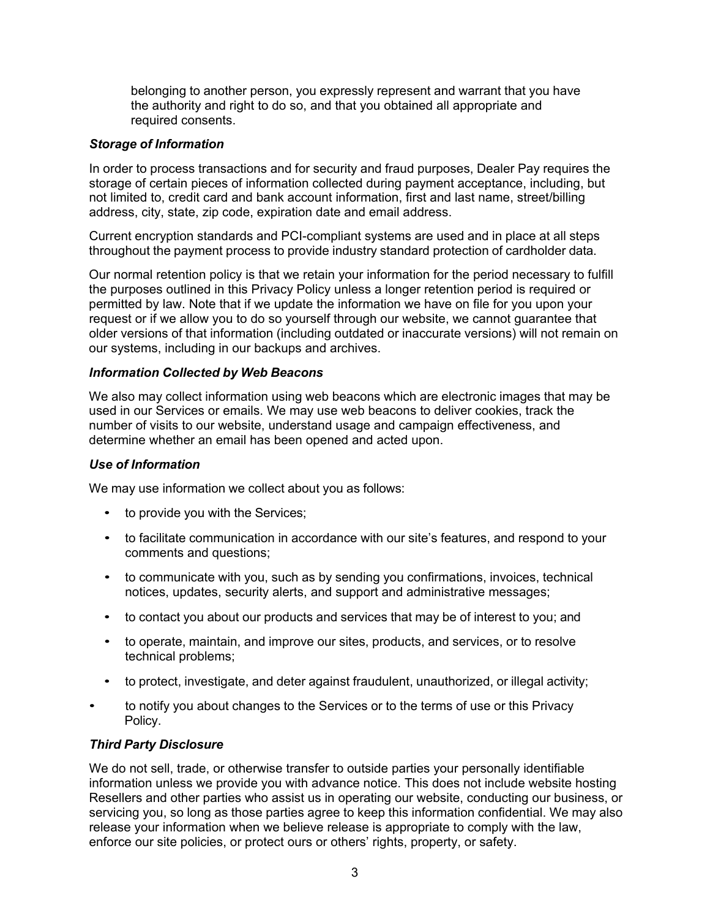belonging to another person, you expressly represent and warrant that you have the authority and right to do so, and that you obtained all appropriate and required consents.

***Storage of Information***

In order to process transactions and for security and fraud purposes, Dealer Pay requires the storage of certain pieces of information collected during payment acceptance, including, but not limited to, credit card and bank account information, first and last name, street/billing address, city, state, zip code, expiration date and email address.

Current encryption standards and PCI-compliant systems are used and in place at all steps throughout the payment process to provide industry standard protection of cardholder data.

Our normal retention policy is that we retain your information for the period necessary to fulfill the purposes outlined in this Privacy Policy unless a longer retention period is required or permitted by law. Note that if we update the information we have on file for you upon your request or if we allow you to do so yourself through our website, we cannot guarantee that older versions of that information (including outdated or inaccurate versions) will not remain on our systems, including in our backups and archives.

***Information Collected by Web Beacons***

We also may collect information using web beacons which are electronic images that may be used in our Services or emails. We may use web beacons to deliver cookies, track the number of visits to our website, understand usage and campaign effectiveness, and determine whether an email has been opened and acted upon.

***Use of Information***

We may use information we collect about you as follows:

- to provide you with the Services;
- to facilitate communication in accordance with our site's features, and respond to your comments and questions;
- to communicate with you, such as by sending you confirmations, invoices, technical notices, updates, security alerts, and support and administrative messages;
- to contact you about our products and services that may be of interest to you; and
- to operate, maintain, and improve our sites, products, and services, or to resolve technical problems;
- to protect, investigate, and deter against fraudulent, unauthorized, or illegal activity;
- to notify you about changes to the Services or to the terms of use or this Privacy Policy.

***Third Party Disclosure***

We do not sell, trade, or otherwise transfer to outside parties your personally identifiable information unless we provide you with advance notice. This does not include website hosting Resellers and other parties who assist us in operating our website, conducting our business, or servicing you, so long as those parties agree to keep this information confidential. We may also release your information when we believe release is appropriate to comply with the law, enforce our site policies, or protect ours or others' rights, property, or safety.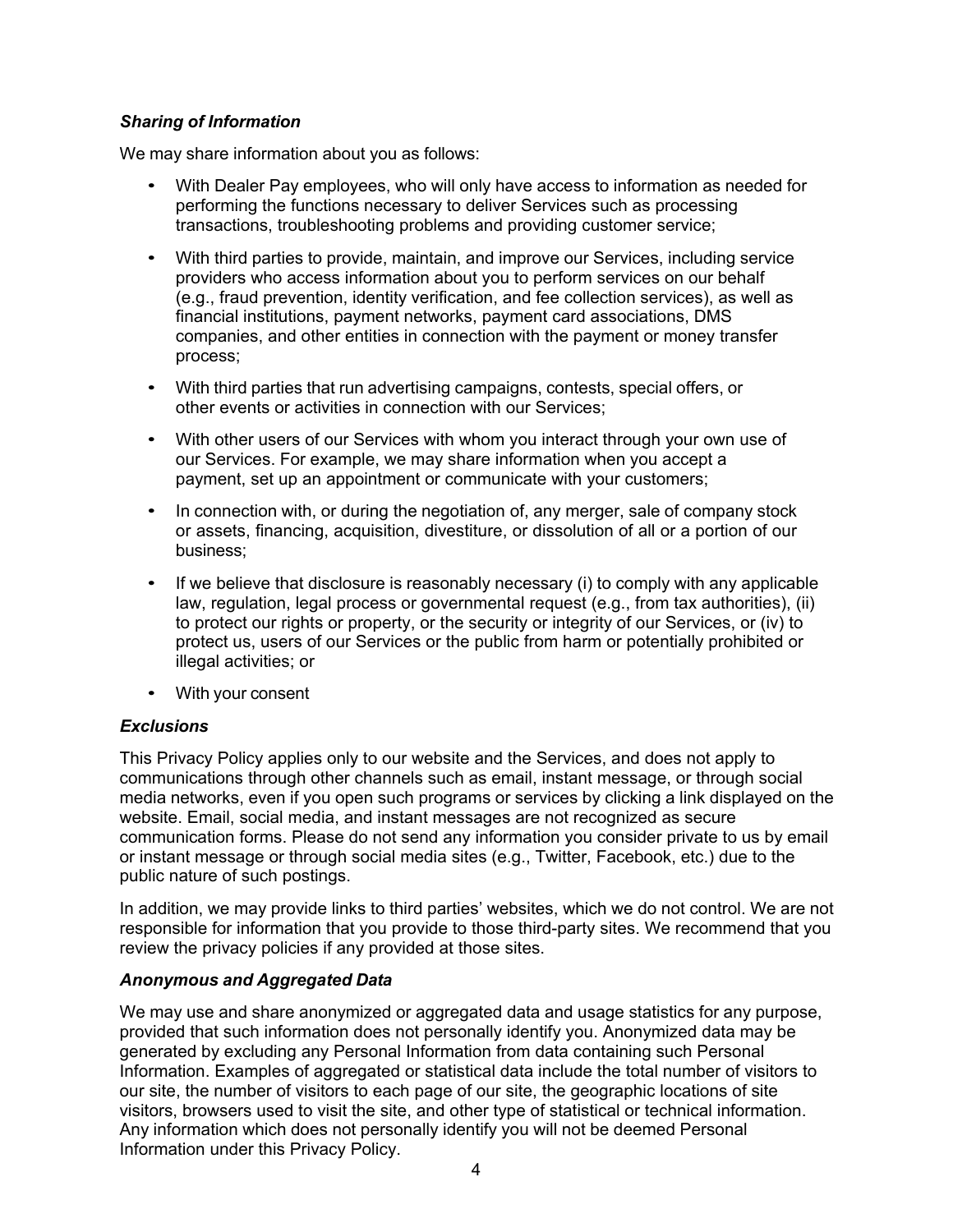### *Sharing of Information*

We may share information about you as follows:

- With Dealer Pay employees, who will only have access to information as needed for performing the functions necessary to deliver Services such as processing transactions, troubleshooting problems and providing customer service;
- With third parties to provide, maintain, and improve our Services, including service providers who access information about you to perform services on our behalf (e.g., fraud prevention, identity verification, and fee collection services), as well as financial institutions, payment networks, payment card associations, DMS companies, and other entities in connection with the payment or money transfer process;
- With third parties that run advertising campaigns, contests, special offers, or other events or activities in connection with our Services;
- With other users of our Services with whom you interact through your own use of our Services. For example, we may share information when you accept a payment, set up an appointment or communicate with your customers;
- In connection with, or during the negotiation of, any merger, sale of company stock or assets, financing, acquisition, divestiture, or dissolution of all or a portion of our business;
- If we believe that disclosure is reasonably necessary (i) to comply with any applicable law, regulation, legal process or governmental request (e.g., from tax authorities), (ii) to protect our rights or property, or the security or integrity of our Services, or (iv) to protect us, users of our Services or the public from harm or potentially prohibited or illegal activities; or
- With your consent

### *Exclusions*

This Privacy Policy applies only to our website and the Services, and does not apply to communications through other channels such as email, instant message, or through social media networks, even if you open such programs or services by clicking a link displayed on the website. Email, social media, and instant messages are not recognized as secure communication forms. Please do not send any information you consider private to us by email or instant message or through social media sites (e.g., Twitter, Facebook, etc.) due to the public nature of such postings.

In addition, we may provide links to third parties' websites, which we do not control. We are not responsible for information that you provide to those third-party sites. We recommend that you review the privacy policies if any provided at those sites.

### *Anonymous and Aggregated Data*

We may use and share anonymized or aggregated data and usage statistics for any purpose, provided that such information does not personally identify you. Anonymized data may be generated by excluding any Personal Information from data containing such Personal Information. Examples of aggregated or statistical data include the total number of visitors to our site, the number of visitors to each page of our site, the geographic locations of site visitors, browsers used to visit the site, and other type of statistical or technical information. Any information which does not personally identify you will not be deemed Personal Information under this Privacy Policy.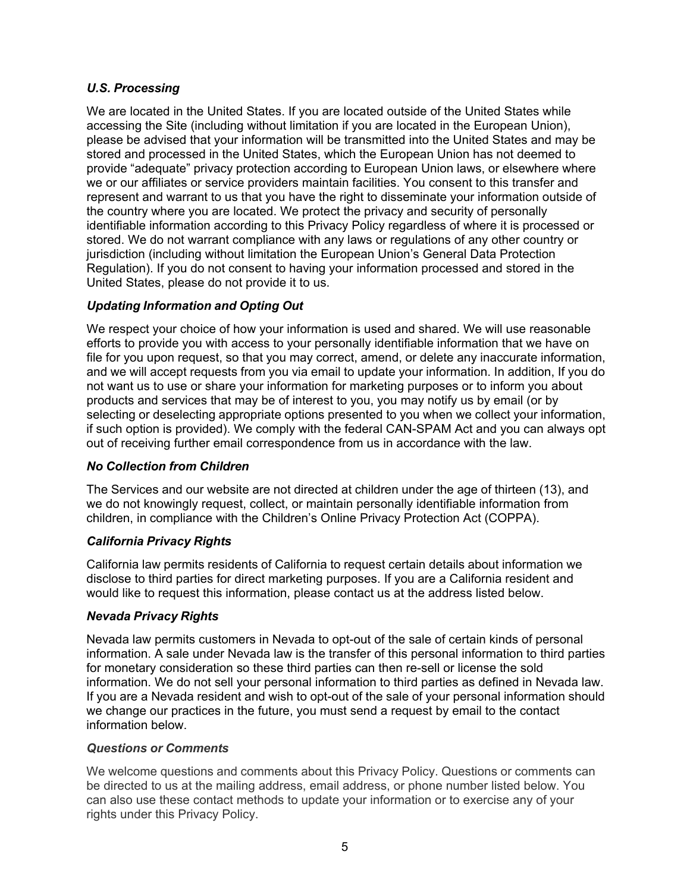### *U.S. Processing*

We are located in the United States. If you are located outside of the United States while accessing the Site (including without limitation if you are located in the European Union), please be advised that your information will be transmitted into the United States and may be stored and processed in the United States, which the European Union has not deemed to provide "adequate" privacy protection according to European Union laws, or elsewhere where we or our affiliates or service providers maintain facilities. You consent to this transfer and represent and warrant to us that you have the right to disseminate your information outside of the country where you are located. We protect the privacy and security of personally identifiable information according to this Privacy Policy regardless of where it is processed or stored. We do not warrant compliance with any laws or regulations of any other country or jurisdiction (including without limitation the European Union's General Data Protection Regulation). If you do not consent to having your information processed and stored in the United States, please do not provide it to us.

### *Updating Information and Opting Out*

We respect your choice of how your information is used and shared. We will use reasonable efforts to provide you with access to your personally identifiable information that we have on file for you upon request, so that you may correct, amend, or delete any inaccurate information, and we will accept requests from you via email to update your information. In addition, If you do not want us to use or share your information for marketing purposes or to inform you about products and services that may be of interest to you, you may notify us by email (or by selecting or deselecting appropriate options presented to you when we collect your information, if such option is provided). We comply with the federal CAN-SPAM Act and you can always opt out of receiving further email correspondence from us in accordance with the law.

### *No Collection from Children*

The Services and our website are not directed at children under the age of thirteen (13), and we do not knowingly request, collect, or maintain personally identifiable information from children, in compliance with the Children's Online Privacy Protection Act (COPPA).

### *California Privacy Rights*

California law permits residents of California to request certain details about information we disclose to third parties for direct marketing purposes. If you are a California resident and would like to request this information, please contact us at the address listed below.

### *Nevada Privacy Rights*

Nevada law permits customers in Nevada to opt-out of the sale of certain kinds of personal information. A sale under Nevada law is the transfer of this personal information to third parties for monetary consideration so these third parties can then re-sell or license the sold information. We do not sell your personal information to third parties as defined in Nevada law. If you are a Nevada resident and wish to opt-out of the sale of your personal information should we change our practices in the future, you must send a request by email to the contact information below.

### *Questions or Comments*

We welcome questions and comments about this Privacy Policy. Questions or comments can be directed to us at the mailing address, email address, or phone number listed below. You can also use these contact methods to update your information or to exercise any of your rights under this Privacy Policy.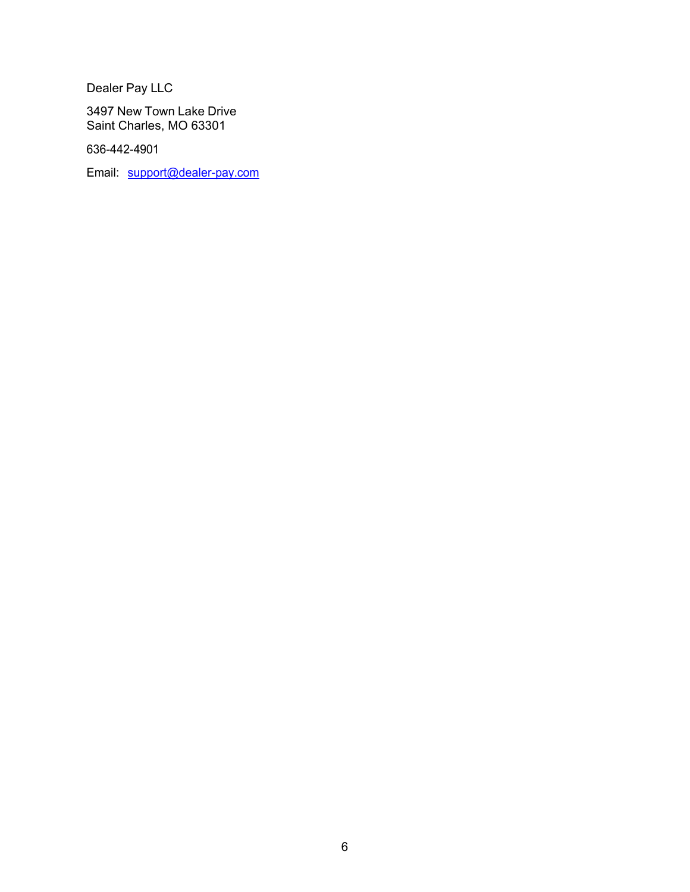Dealer Pay LLC

3497 New Town Lake Drive
Saint Charles, MO 63301

636-442-4901

Email: support@dealer-pay.com